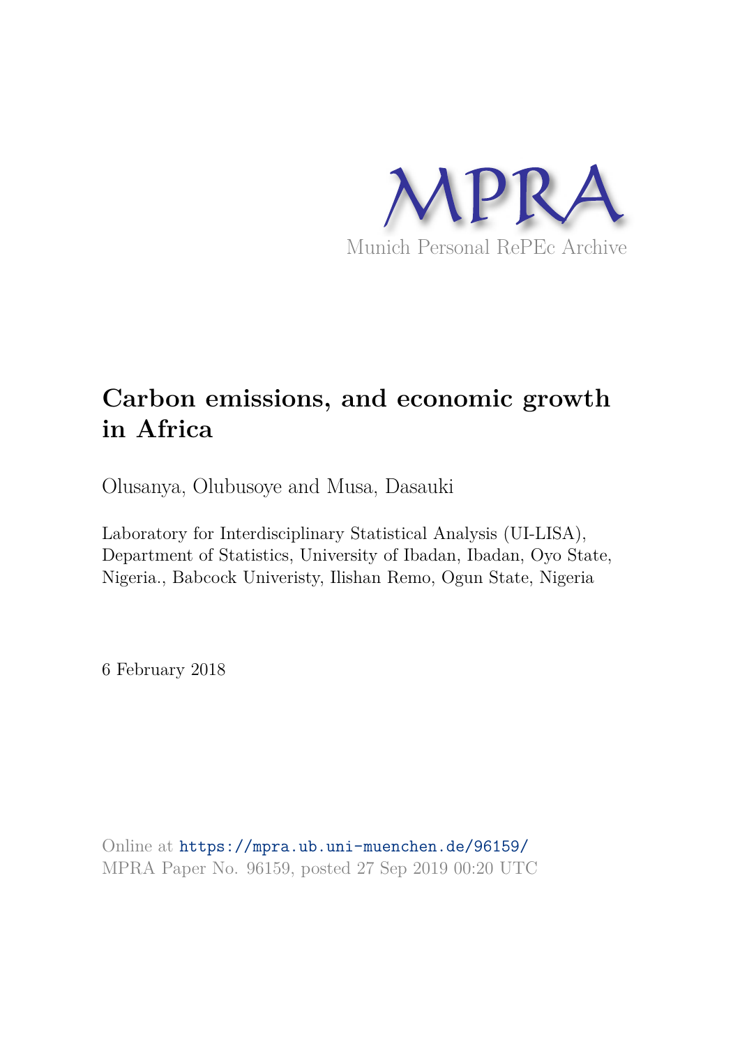MPRA

Munich Personal RePEc Archive

# Carbon emissions, and economic growth in Africa

Olusanya, Olubusoye and Musa, Dasauki

Laboratory for Interdisciplinary Statistical Analysis (UI-LISA), Department of Statistics, University of Ibadan, Ibadan, Oyo State, Nigeria., Babcock Univeristy, Ilishan Remo, Ogun State, Nigeria

6 February 2018

Online at https://mpra.ub.uni-muenchen.de/96159/
MPRA Paper No. 96159, posted 27 Sep 2019 00:20 UTC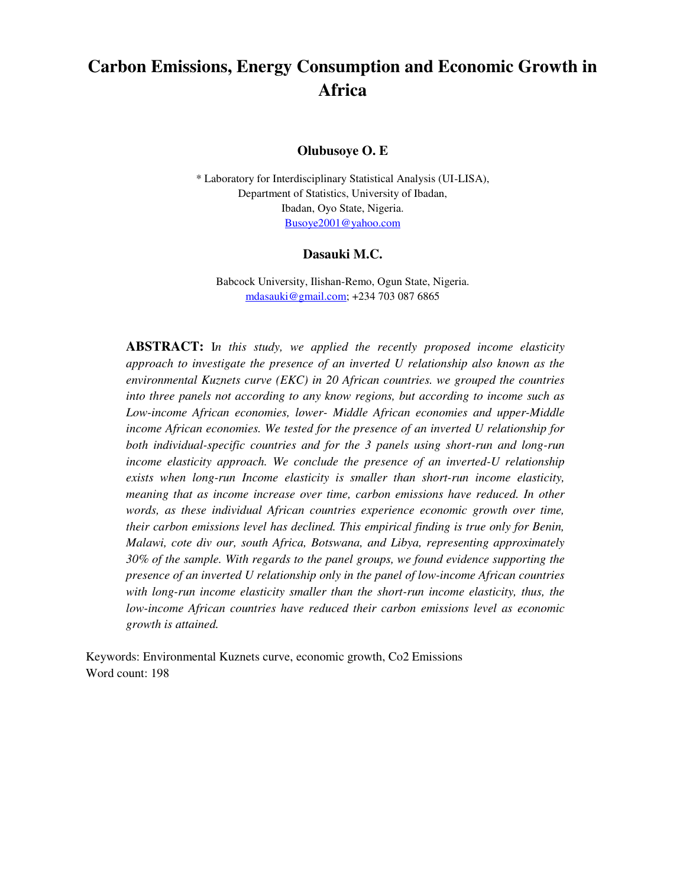# Carbon Emissions, Energy Consumption and Economic Growth in Africa

**Olubusoye O. E**

\* Laboratory for Interdisciplinary Statistical Analysis (UI-LISA),
Department of Statistics, University of Ibadan,
Ibadan, Oyo State, Nigeria.
Busoye2001@yahoo.com

**Dasauki M.C.**

Babcock University, Ilishan-Remo, Ogun State, Nigeria.
mdasauki@gmail.com; +234 703 087 6865

**ABSTRACT:** I*n this study, we applied the recently proposed income elasticity approach to investigate the presence of an inverted U relationship also known as the environmental Kuznets curve (EKC) in 20 African countries. we grouped the countries into three panels not according to any know regions, but according to income such as Low-income African economies, lower- Middle African economies and upper-Middle income African economies. We tested for the presence of an inverted U relationship for both individual-specific countries and for the 3 panels using short-run and long-run income elasticity approach. We conclude the presence of an inverted-U relationship exists when long-run Income elasticity is smaller than short-run income elasticity, meaning that as income increase over time, carbon emissions have reduced. In other words, as these individual African countries experience economic growth over time, their carbon emissions level has declined. This empirical finding is true only for Benin, Malawi, cote div our, south Africa, Botswana, and Libya, representing approximately 30% of the sample. With regards to the panel groups, we found evidence supporting the presence of an inverted U relationship only in the panel of low-income African countries with long-run income elasticity smaller than the short-run income elasticity, thus, the low-income African countries have reduced their carbon emissions level as economic growth is attained.*

Keywords: Environmental Kuznets curve, economic growth, Co2 Emissions
Word count: 198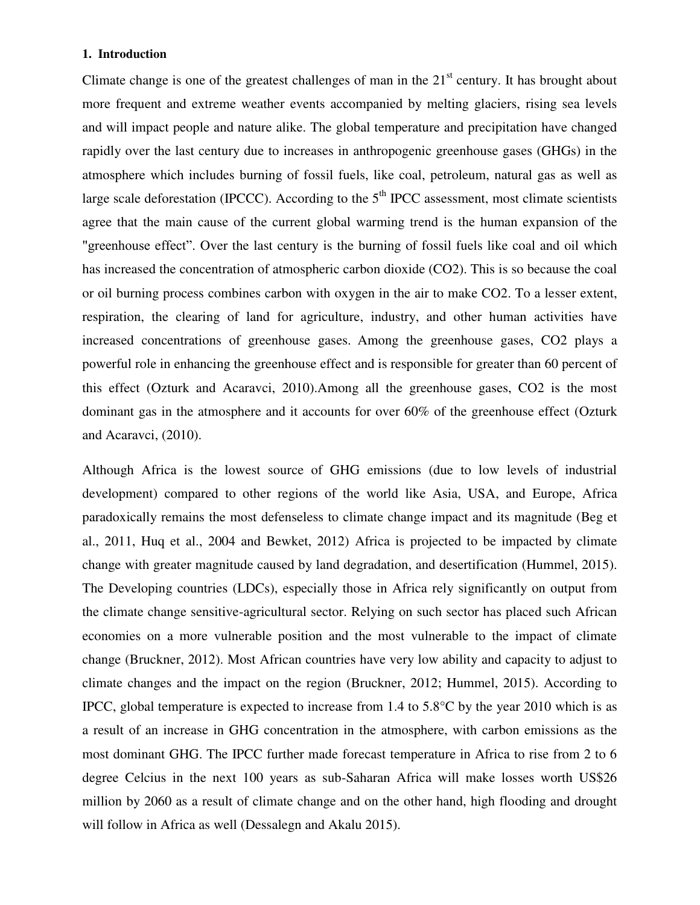**1. Introduction**

Climate change is one of the greatest challenges of man in the 21st century. It has brought about more frequent and extreme weather events accompanied by melting glaciers, rising sea levels and will impact people and nature alike. The global temperature and precipitation have changed rapidly over the last century due to increases in anthropogenic greenhouse gases (GHGs) in the atmosphere which includes burning of fossil fuels, like coal, petroleum, natural gas as well as large scale deforestation (IPCCC). According to the 5th IPCC assessment, most climate scientists agree that the main cause of the current global warming trend is the human expansion of the "greenhouse effect". Over the last century is the burning of fossil fuels like coal and oil which has increased the concentration of atmospheric carbon dioxide (CO2). This is so because the coal or oil burning process combines carbon with oxygen in the air to make CO2. To a lesser extent, respiration, the clearing of land for agriculture, industry, and other human activities have increased concentrations of greenhouse gases. Among the greenhouse gases, CO2 plays a powerful role in enhancing the greenhouse effect and is responsible for greater than 60 percent of this effect (Ozturk and Acaravci, 2010).Among all the greenhouse gases, CO2 is the most dominant gas in the atmosphere and it accounts for over 60% of the greenhouse effect (Ozturk and Acaravci, (2010).

Although Africa is the lowest source of GHG emissions (due to low levels of industrial development) compared to other regions of the world like Asia, USA, and Europe, Africa paradoxically remains the most defenseless to climate change impact and its magnitude (Beg et al., 2011, Huq et al., 2004 and Bewket, 2012) Africa is projected to be impacted by climate change with greater magnitude caused by land degradation, and desertification (Hummel, 2015). The Developing countries (LDCs), especially those in Africa rely significantly on output from the climate change sensitive-agricultural sector. Relying on such sector has placed such African economies on a more vulnerable position and the most vulnerable to the impact of climate change (Bruckner, 2012). Most African countries have very low ability and capacity to adjust to climate changes and the impact on the region (Bruckner, 2012; Hummel, 2015). According to IPCC, global temperature is expected to increase from 1.4 to 5.8°C by the year 2010 which is as a result of an increase in GHG concentration in the atmosphere, with carbon emissions as the most dominant GHG. The IPCC further made forecast temperature in Africa to rise from 2 to 6 degree Celcius in the next 100 years as sub-Saharan Africa will make losses worth US$26 million by 2060 as a result of climate change and on the other hand, high flooding and drought will follow in Africa as well (Dessalegn and Akalu 2015).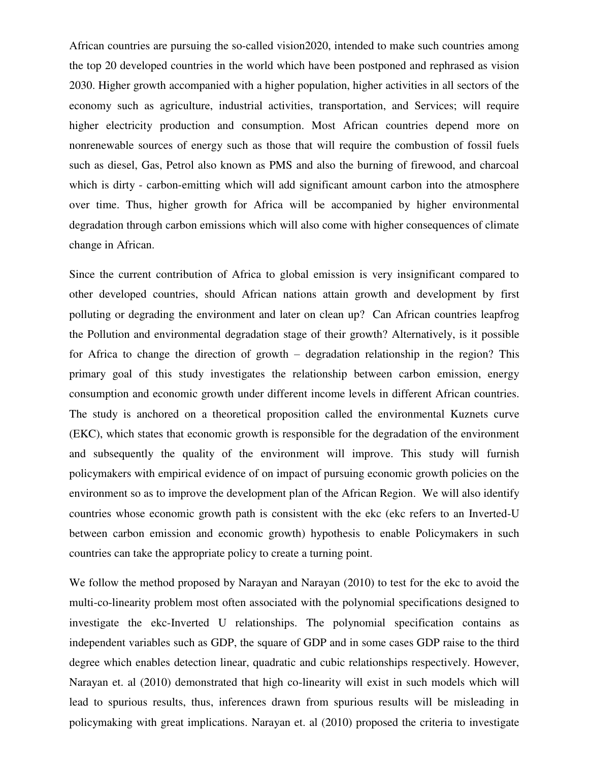African countries are pursuing the so-called vision2020, intended to make such countries among the top 20 developed countries in the world which have been postponed and rephrased as vision 2030. Higher growth accompanied with a higher population, higher activities in all sectors of the economy such as agriculture, industrial activities, transportation, and Services; will require higher electricity production and consumption. Most African countries depend more on nonrenewable sources of energy such as those that will require the combustion of fossil fuels such as diesel, Gas, Petrol also known as PMS and also the burning of firewood, and charcoal which is dirty - carbon-emitting which will add significant amount carbon into the atmosphere over time. Thus, higher growth for Africa will be accompanied by higher environmental degradation through carbon emissions which will also come with higher consequences of climate change in African.

Since the current contribution of Africa to global emission is very insignificant compared to other developed countries, should African nations attain growth and development by first polluting or degrading the environment and later on clean up? Can African countries leapfrog the Pollution and environmental degradation stage of their growth? Alternatively, is it possible for Africa to change the direction of growth – degradation relationship in the region? This primary goal of this study investigates the relationship between carbon emission, energy consumption and economic growth under different income levels in different African countries. The study is anchored on a theoretical proposition called the environmental Kuznets curve (EKC), which states that economic growth is responsible for the degradation of the environment and subsequently the quality of the environment will improve. This study will furnish policymakers with empirical evidence of on impact of pursuing economic growth policies on the environment so as to improve the development plan of the African Region. We will also identify countries whose economic growth path is consistent with the ekc (ekc refers to an Inverted-U between carbon emission and economic growth) hypothesis to enable Policymakers in such countries can take the appropriate policy to create a turning point.

We follow the method proposed by Narayan and Narayan (2010) to test for the ekc to avoid the multi-co-linearity problem most often associated with the polynomial specifications designed to investigate the ekc-Inverted U relationships. The polynomial specification contains as independent variables such as GDP, the square of GDP and in some cases GDP raise to the third degree which enables detection linear, quadratic and cubic relationships respectively. However, Narayan et. al (2010) demonstrated that high co-linearity will exist in such models which will lead to spurious results, thus, inferences drawn from spurious results will be misleading in policymaking with great implications. Narayan et. al (2010) proposed the criteria to investigate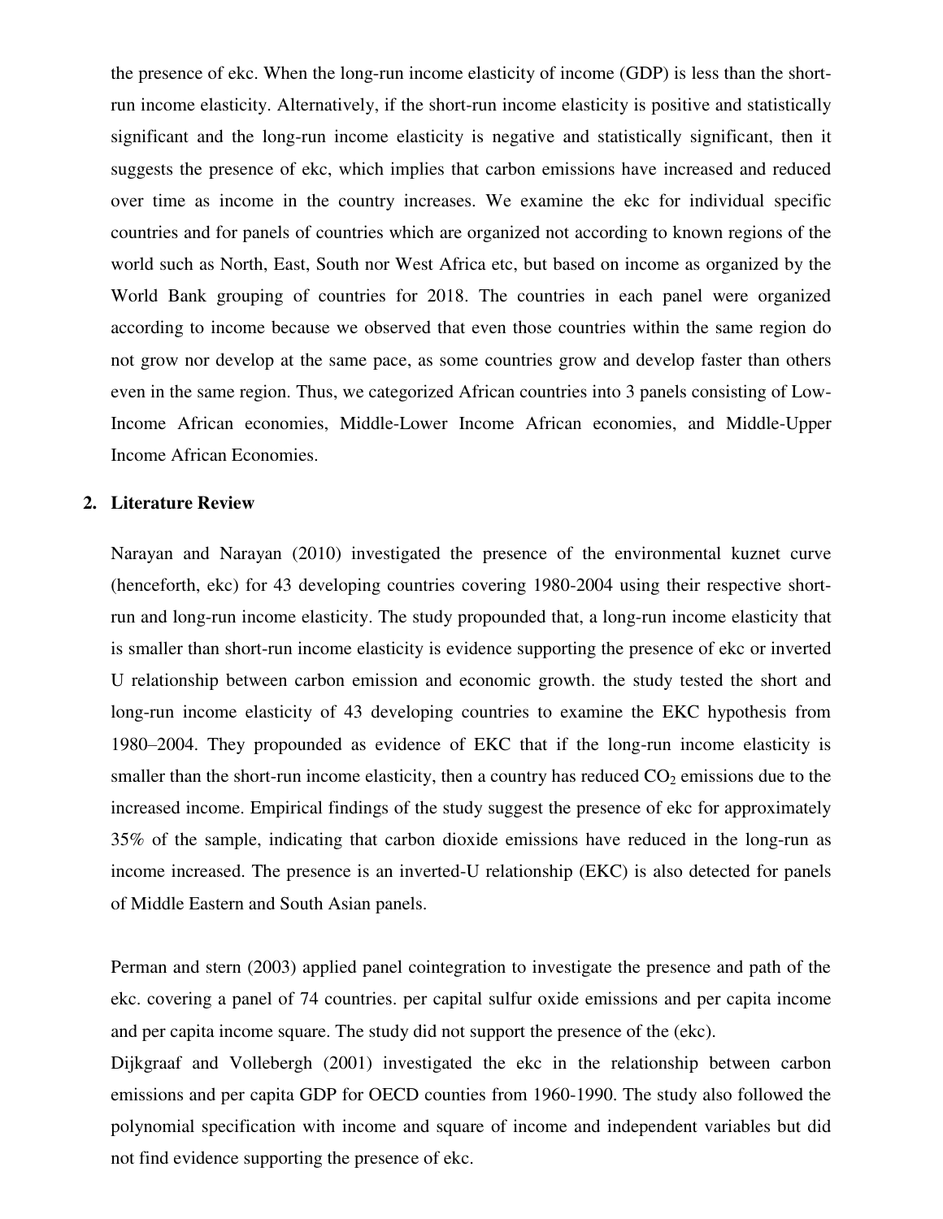the presence of ekc. When the long-run income elasticity of income (GDP) is less than the short-run income elasticity. Alternatively, if the short-run income elasticity is positive and statistically significant and the long-run income elasticity is negative and statistically significant, then it suggests the presence of ekc, which implies that carbon emissions have increased and reduced over time as income in the country increases. We examine the ekc for individual specific countries and for panels of countries which are organized not according to known regions of the world such as North, East, South nor West Africa etc, but based on income as organized by the World Bank grouping of countries for 2018. The countries in each panel were organized according to income because we observed that even those countries within the same region do not grow nor develop at the same pace, as some countries grow and develop faster than others even in the same region. Thus, we categorized African countries into 3 panels consisting of Low-Income African economies, Middle-Lower Income African economies, and Middle-Upper Income African Economies.

## 2. Literature Review

Narayan and Narayan (2010) investigated the presence of the environmental kuznet curve (henceforth, ekc) for 43 developing countries covering 1980-2004 using their respective short-run and long-run income elasticity. The study propounded that, a long-run income elasticity that is smaller than short-run income elasticity is evidence supporting the presence of ekc or inverted U relationship between carbon emission and economic growth. the study tested the short and long-run income elasticity of 43 developing countries to examine the EKC hypothesis from 1980–2004. They propounded as evidence of EKC that if the long-run income elasticity is smaller than the short-run income elasticity, then a country has reduced $CO_2$ emissions due to the increased income. Empirical findings of the study suggest the presence of ekc for approximately 35% of the sample, indicating that carbon dioxide emissions have reduced in the long-run as income increased. The presence is an inverted-U relationship (EKC) is also detected for panels of Middle Eastern and South Asian panels.

Perman and stern (2003) applied panel cointegration to investigate the presence and path of the ekc. covering a panel of 74 countries. per capital sulfur oxide emissions and per capita income and per capita income square. The study did not support the presence of the (ekc).

Dijkgraaf and Vollebergh (2001) investigated the ekc in the relationship between carbon emissions and per capita GDP for OECD counties from 1960-1990. The study also followed the polynomial specification with income and square of income and independent variables but did not find evidence supporting the presence of ekc.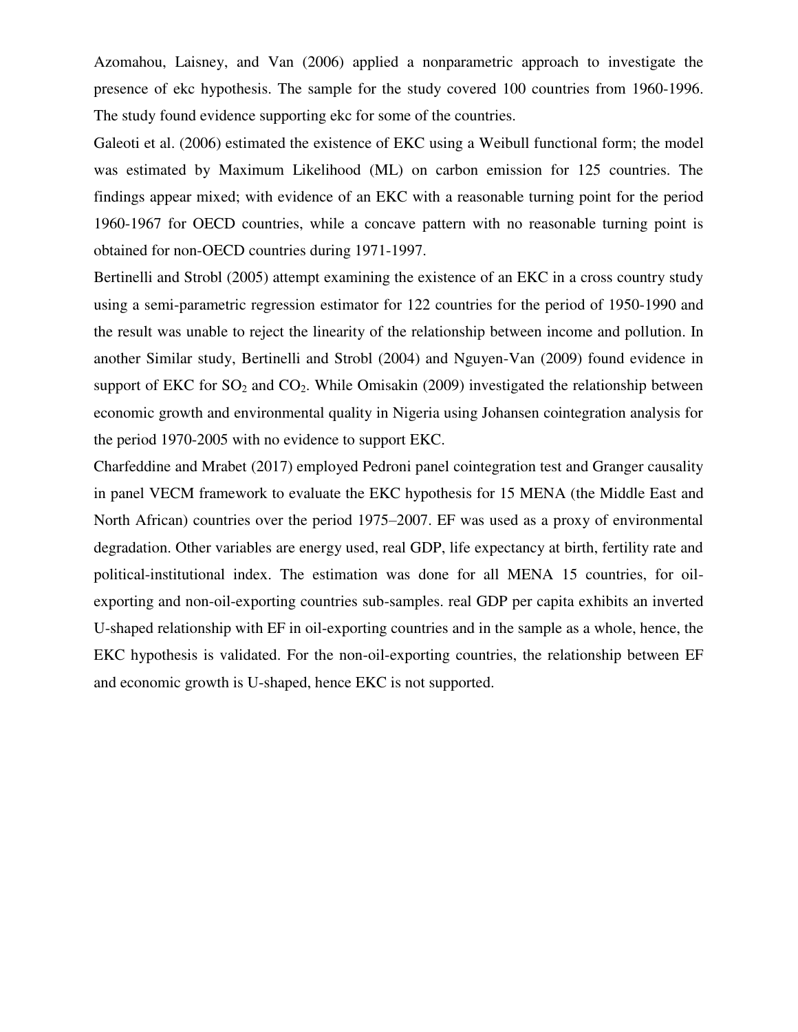Azomahou, Laisney, and Van (2006) applied a nonparametric approach to investigate the presence of ekc hypothesis. The sample for the study covered 100 countries from 1960-1996. The study found evidence supporting ekc for some of the countries.

Galeoti et al. (2006) estimated the existence of EKC using a Weibull functional form; the model was estimated by Maximum Likelihood (ML) on carbon emission for 125 countries. The findings appear mixed; with evidence of an EKC with a reasonable turning point for the period 1960-1967 for OECD countries, while a concave pattern with no reasonable turning point is obtained for non-OECD countries during 1971-1997.

Bertinelli and Strobl (2005) attempt examining the existence of an EKC in a cross country study using a semi-parametric regression estimator for 122 countries for the period of 1950-1990 and the result was unable to reject the linearity of the relationship between income and pollution. In another Similar study, Bertinelli and Strobl (2004) and Nguyen-Van (2009) found evidence in support of EKC for $SO_2$ and $CO_2$. While Omisakin (2009) investigated the relationship between economic growth and environmental quality in Nigeria using Johansen cointegration analysis for the period 1970-2005 with no evidence to support EKC.

Charfeddine and Mrabet (2017) employed Pedroni panel cointegration test and Granger causality in panel VECM framework to evaluate the EKC hypothesis for 15 MENA (the Middle East and North African) countries over the period 1975–2007. EF was used as a proxy of environmental degradation. Other variables are energy used, real GDP, life expectancy at birth, fertility rate and political-institutional index. The estimation was done for all MENA 15 countries, for oil-exporting and non-oil-exporting countries sub-samples. real GDP per capita exhibits an inverted U-shaped relationship with EF in oil-exporting countries and in the sample as a whole, hence, the EKC hypothesis is validated. For the non-oil-exporting countries, the relationship between EF and economic growth is U-shaped, hence EKC is not supported.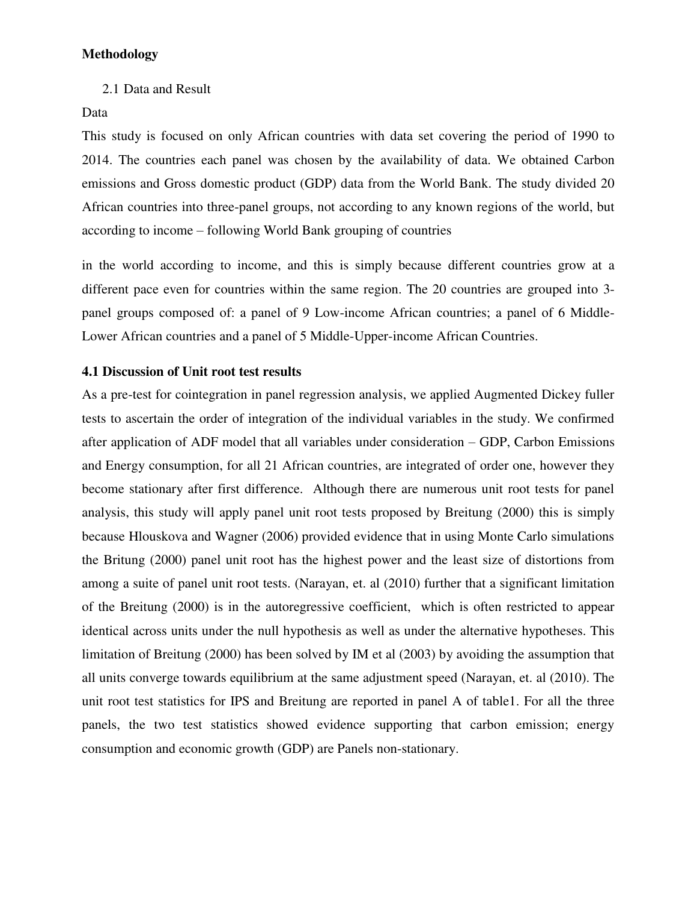**Methodology**

2.1 Data and Result

Data

This study is focused on only African countries with data set covering the period of 1990 to 2014. The countries each panel was chosen by the availability of data. We obtained Carbon emissions and Gross domestic product (GDP) data from the World Bank. The study divided 20 African countries into three-panel groups, not according to any known regions of the world, but according to income – following World Bank grouping of countries

in the world according to income, and this is simply because different countries grow at a different pace even for countries within the same region. The 20 countries are grouped into 3-panel groups composed of: a panel of 9 Low-income African countries; a panel of 6 Middle-Lower African countries and a panel of 5 Middle-Upper-income African Countries.

**4.1 Discussion of Unit root test results**

As a pre-test for cointegration in panel regression analysis, we applied Augmented Dickey fuller tests to ascertain the order of integration of the individual variables in the study. We confirmed after application of ADF model that all variables under consideration – GDP, Carbon Emissions and Energy consumption, for all 21 African countries, are integrated of order one, however they become stationary after first difference. Although there are numerous unit root tests for panel analysis, this study will apply panel unit root tests proposed by Breitung (2000) this is simply because Hlouskova and Wagner (2006) provided evidence that in using Monte Carlo simulations the Britung (2000) panel unit root has the highest power and the least size of distortions from among a suite of panel unit root tests. (Narayan, et. al (2010) further that a significant limitation of the Breitung (2000) is in the autoregressive coefficient, which is often restricted to appear identical across units under the null hypothesis as well as under the alternative hypotheses. This limitation of Breitung (2000) has been solved by IM et al (2003) by avoiding the assumption that all units converge towards equilibrium at the same adjustment speed (Narayan, et. al (2010). The unit root test statistics for IPS and Breitung are reported in panel A of table1. For all the three panels, the two test statistics showed evidence supporting that carbon emission; energy consumption and economic growth (GDP) are Panels non-stationary.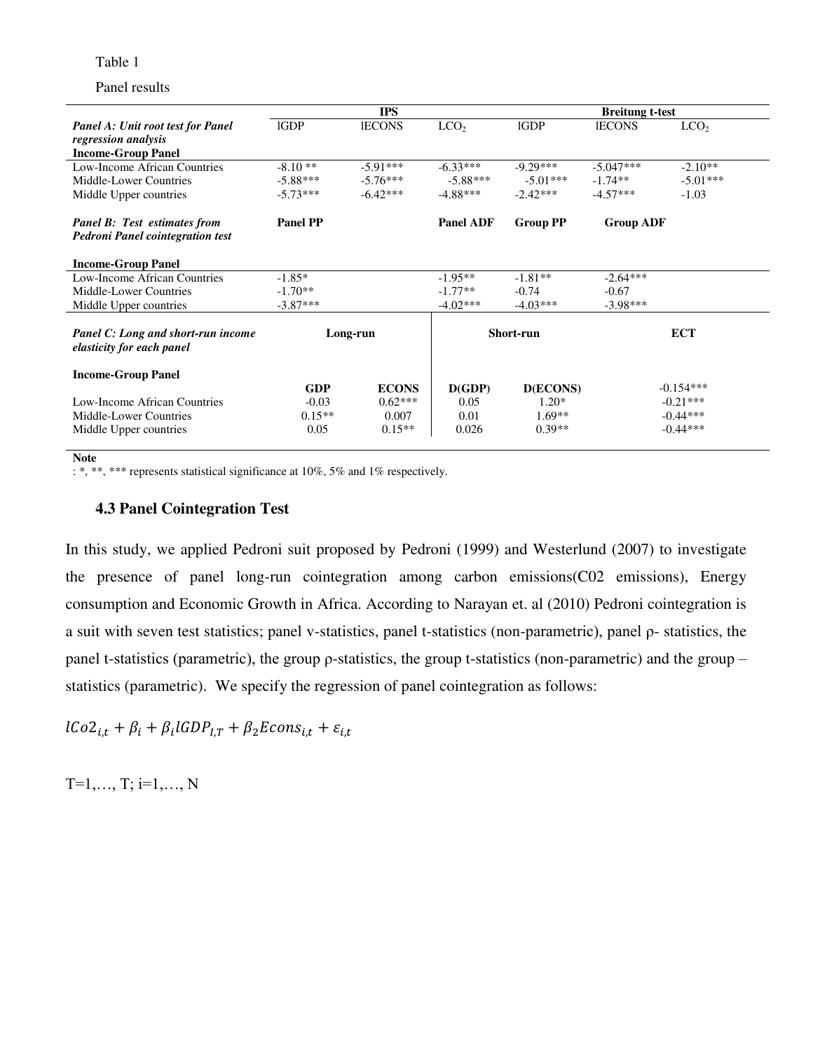Table 1

Panel results

| | IPS | | | Breitung t-test | | |
|---|---|---|---|---|---|---|
| ***Panel A: Unit root test for Panel regression analysis*** | lGDP | lECONS | $LCO_2$ | lGDP | lECONS | $LCO_2$ |
| **Income-Group Panel** | | | | | | |
| Low-Income African Countries | -8.10 ** | -5.91*** | -6.33*** | -9.29*** | -5.047*** | -2.10** |
| Middle-Lower Countries | -5.88*** | -5.76*** | -5.88*** | -5.01*** | -1.74** | -5.01*** |
| Middle Upper countries | -5.73*** | -6.42*** | -4.88*** | -2.42*** | -4.57*** | -1.03 |
| ***Panel B: Test estimates from Pedroni Panel cointegration test*** | **Panel PP** | | **Panel ADF** | **Group PP** | **Group ADF** | |
| **Income-Group Panel** | | | | | | |
| Low-Income African Countries | -1.85* | | -1.95** | -1.81** | -2.64*** | |
| Middle-Lower Countries | -1.70** | | -1.77** | -0.74 | -0.67 | |
| Middle Upper countries | -3.87*** | | -4.02*** | -4.03*** | -3.98*** | |
| ***Panel C: Long and short-run income elasticity for each panel*** | **Long-run** | | **Short-run** | | **ECT** | |
| **Income-Group Panel** | **GDP** | **ECONS** | **D(GDP)** | **D(ECONS)** | -0.154*** | |
| Low-Income African Countries | -0.03 | 0.62*** | 0.05 | 1.20* | -0.21*** | |
| Middle-Lower Countries | 0.15** | 0.007 | 0.01 | 1.69** | -0.44*** | |
| Middle Upper countries | 0.05 | 0.15** | 0.026 | 0.39** | -0.44*** | |

**Note**

: *, **, *** represents statistical significance at 10%, 5% and 1% respectively.

### 4.3 Panel Cointegration Test

In this study, we applied Pedroni suit proposed by Pedroni (1999) and Westerlund (2007) to investigate the presence of panel long-run cointegration among carbon emissions(C02 emissions), Energy consumption and Economic Growth in Africa. According to Narayan et. al (2010) Pedroni cointegration is a suit with seven test statistics; panel v-statistics, panel t-statistics (non-parametric), panel ρ- statistics, the panel t-statistics (parametric), the group ρ-statistics, the group t-statistics (non-parametric) and the group –statistics (parametric). We specify the regression of panel cointegration as follows:

$$lCo2_{i,t} + \beta_i + \beta_i lGDP_{I,T} + \beta_2 Econs_{i,t} + \varepsilon_{i,t}$$

T=1,…, T; i=1,…, N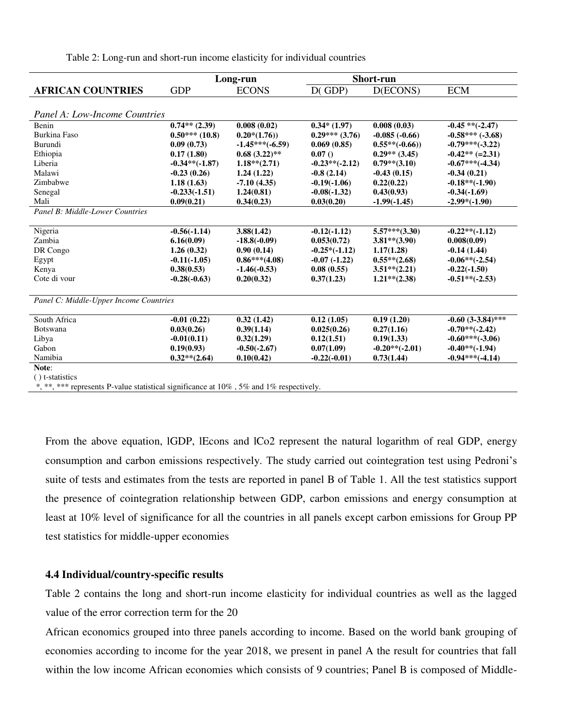Table 2: Long-run and short-run income elasticity for individual countries

| AFRICAN COUNTRIES | Long-run | | Short-run | | |
|---|---|---|---|---|---|
| | GDP | ECONS | D( GDP) | D(ECONS) | ECM |
| *Panel A: Low-Income Countries* | | | | | |
| Benin | **0.74** (2.39)** | **0.008 (0.02)** | **0.34* (1.97)** | **0.008 (0.03)** | **-0.45 **(-2.47)** |
| Burkina Faso | **0.50*** (10.8)** | **0.20*(1.76))** | **0.29*** (3.76)** | **-0.085 (-0.66)** | **-0.58*** (-3.68)** |
| Burundi | **0.09 (0.73)** | **-1.45***(-6.59)** | **0.069 (0.85)** | **0.55**(-0.66))** | **-0.79***(-3.22)** |
| Ethiopia | **0.17 (1.80)** | **0.68 (3.22)**** | **0.07 ()** | **0.29** (3.45)** | **-0.42** (=2.31)** |
| Liberia | **-0.34**(-1.87)** | **1.18**(2.71)** | **-0.23**(-2.12)** | **0.79**(3.10)** | **-0.67***(-4.34)** |
| Malawi | **-0.23 (0.26)** | **1.24 (1.22)** | **-0.8 (2.14)** | **-0.43 (0.15)** | **-0.34 (0.21)** |
| Zimbabwe | **1.18 (1.63)** | **-7.10 (4.35)** | **-0.19(-1.06)** | **0.22(0.22)** | **-0.18**(-1.90)** |
| Senegal | **-0.233(-1.51)** | **1.24(0.81)** | **-0.08(-1.32)** | **0.43(0.93)** | **-0.34(-1.69)** |
| Mali | **0.09(0.21)** | **0.34(0.23)** | **0.03(0.20)** | **-1.99(-1.45)** | **-2.99*(-1.90)** |
| *Panel B: Middle-Lower Countries* | | | | | |
| Nigeria | **-0.56(-1.14)** | **3.88(1.42)** | **-0.12(-1.12)** | **5.57***(3.30)** | **-0.22**(-1.12)** |
| Zambia | **6.16(0.09)** | **-18.8(-0.09)** | **0.053(0.72)** | **3.81**(3.90)** | **0.008(0.09)** |
| DR Congo | **1.26 (0.32)** | **0.90 (0.14)** | **-0.25*(-1.12)** | **1.17(1.28)** | **-0.14 (1.44)** |
| Egypt | **-0.11(-1.05)** | **0.86***(4.08)** | **-0.07 (-1.22)** | **0.55**(2.68)** | **-0.06**(-2.54)** |
| Kenya | **0.38(0.53)** | **-1.46(-0.53)** | **0.08 (0.55)** | **3.51**(2.21)** | **-0.22(-1.50)** |
| Cote di vour | **-0.28(-0.63)** | **0.20(0.32)** | **0.37(1.23)** | **1.21**(2.38)** | **-0.51**(-2.53)** |
| *Panel C: Middle-Upper Income Countries* | | | | | |
| South Africa | **-0.01 (0.22)** | **0.32 (1.42)** | **0.12 (1.05)** | **0.19 (1.20)** | **-0.60 (3-3.84)***** |
| Botswana | **0.03(0.26)** | **0.39(1.14)** | **0.025(0.26)** | **0.27(1.16)** | **-0.70**(-2.42)** |
| Libya | **-0.01(0.11)** | **0.32(1.29)** | **0.12(1.51)** | **0.19(1.33)** | **-0.60***(-3.06)** |
| Gabon | **0.19(0.93)** | **-0.50(-2.67)** | **0.07(1.09)** | **-0.20**(-2.01)** | **-0.40**(-1.94)** |
| Namibia | **0.32**(2.64)** | **0.10(0.42)** | **-0.22(-0.01)** | **0.73(1.44)** | **-0.94***(-4.14)** |

**Note**:
( ) t-statistics
*, **, *** represents P-value statistical significance at 10% , 5% and 1% respectively.

From the above equation, lGDP, lEcons and lCo2 represent the natural logarithm of real GDP, energy consumption and carbon emissions respectively. The study carried out cointegration test using Pedroni's suite of tests and estimates from the tests are reported in panel B of Table 1. All the test statistics support the presence of cointegration relationship between GDP, carbon emissions and energy consumption at least at 10% level of significance for all the countries in all panels except carbon emissions for Group PP test statistics for middle-upper economies

### 4.4 Individual/country-specific results

Table 2 contains the long and short-run income elasticity for individual countries as well as the lagged value of the error correction term for the 20

African economics grouped into three panels according to income. Based on the world bank grouping of economies according to income for the year 2018, we present in panel A the result for countries that fall within the low income African economies which consists of 9 countries; Panel B is composed of Middle-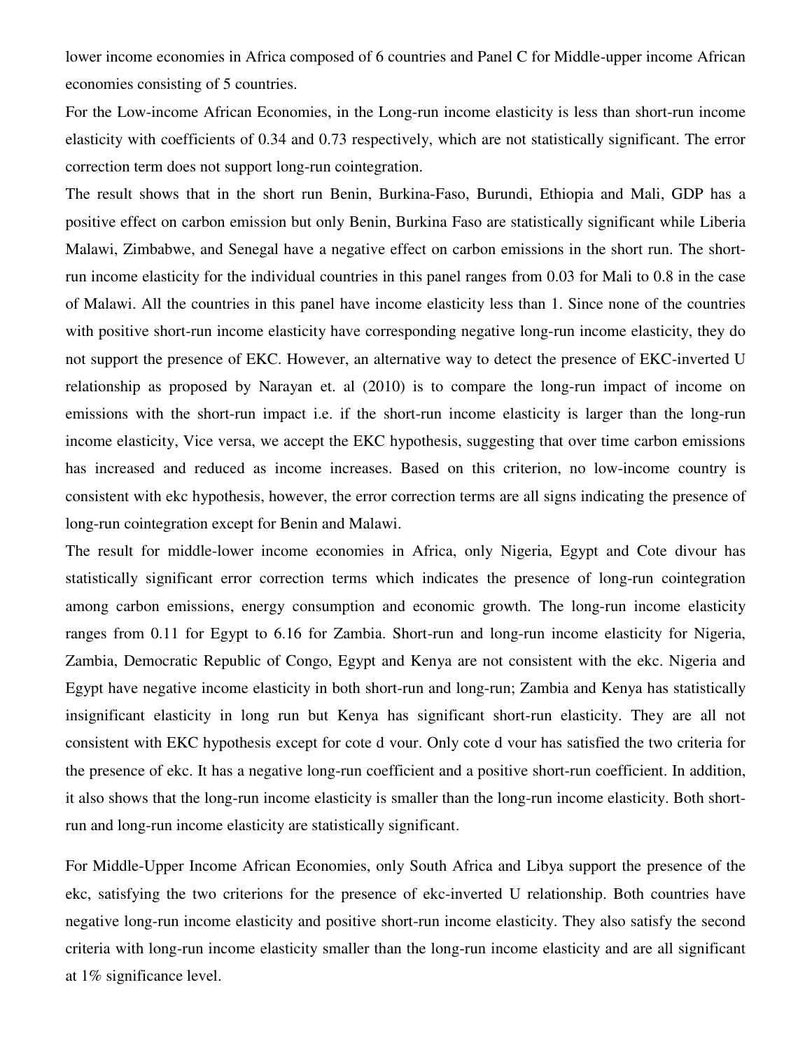lower income economies in Africa composed of 6 countries and Panel C for Middle-upper income African economies consisting of 5 countries.

For the Low-income African Economies, in the Long-run income elasticity is less than short-run income elasticity with coefficients of 0.34 and 0.73 respectively, which are not statistically significant. The error correction term does not support long-run cointegration.

The result shows that in the short run Benin, Burkina-Faso, Burundi, Ethiopia and Mali, GDP has a positive effect on carbon emission but only Benin, Burkina Faso are statistically significant while Liberia Malawi, Zimbabwe, and Senegal have a negative effect on carbon emissions in the short run. The short-run income elasticity for the individual countries in this panel ranges from 0.03 for Mali to 0.8 in the case of Malawi. All the countries in this panel have income elasticity less than 1. Since none of the countries with positive short-run income elasticity have corresponding negative long-run income elasticity, they do not support the presence of EKC. However, an alternative way to detect the presence of EKC-inverted U relationship as proposed by Narayan et. al (2010) is to compare the long-run impact of income on emissions with the short-run impact i.e. if the short-run income elasticity is larger than the long-run income elasticity, Vice versa, we accept the EKC hypothesis, suggesting that over time carbon emissions has increased and reduced as income increases. Based on this criterion, no low-income country is consistent with ekc hypothesis, however, the error correction terms are all signs indicating the presence of long-run cointegration except for Benin and Malawi.

The result for middle-lower income economies in Africa, only Nigeria, Egypt and Cote divour has statistically significant error correction terms which indicates the presence of long-run cointegration among carbon emissions, energy consumption and economic growth. The long-run income elasticity ranges from 0.11 for Egypt to 6.16 for Zambia. Short-run and long-run income elasticity for Nigeria, Zambia, Democratic Republic of Congo, Egypt and Kenya are not consistent with the ekc. Nigeria and Egypt have negative income elasticity in both short-run and long-run; Zambia and Kenya has statistically insignificant elasticity in long run but Kenya has significant short-run elasticity. They are all not consistent with EKC hypothesis except for cote d vour. Only cote d vour has satisfied the two criteria for the presence of ekc. It has a negative long-run coefficient and a positive short-run coefficient. In addition, it also shows that the long-run income elasticity is smaller than the long-run income elasticity. Both short-run and long-run income elasticity are statistically significant.

For Middle-Upper Income African Economies, only South Africa and Libya support the presence of the ekc, satisfying the two criterions for the presence of ekc-inverted U relationship. Both countries have negative long-run income elasticity and positive short-run income elasticity. They also satisfy the second criteria with long-run income elasticity smaller than the long-run income elasticity and are all significant at 1% significance level.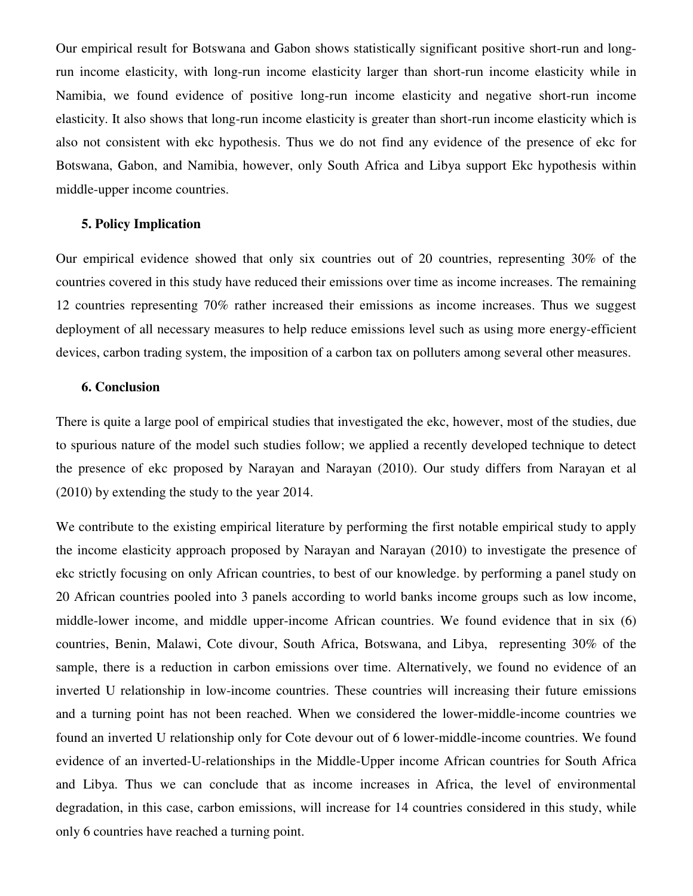Our empirical result for Botswana and Gabon shows statistically significant positive short-run and long-run income elasticity, with long-run income elasticity larger than short-run income elasticity while in Namibia, we found evidence of positive long-run income elasticity and negative short-run income elasticity. It also shows that long-run income elasticity is greater than short-run income elasticity which is also not consistent with ekc hypothesis. Thus we do not find any evidence of the presence of ekc for Botswana, Gabon, and Namibia, however, only South Africa and Libya support Ekc hypothesis within middle-upper income countries.

## 5. Policy Implication

Our empirical evidence showed that only six countries out of 20 countries, representing 30% of the countries covered in this study have reduced their emissions over time as income increases. The remaining 12 countries representing 70% rather increased their emissions as income increases. Thus we suggest deployment of all necessary measures to help reduce emissions level such as using more energy-efficient devices, carbon trading system, the imposition of a carbon tax on polluters among several other measures.

## 6. Conclusion

There is quite a large pool of empirical studies that investigated the ekc, however, most of the studies, due to spurious nature of the model such studies follow; we applied a recently developed technique to detect the presence of ekc proposed by Narayan and Narayan (2010). Our study differs from Narayan et al (2010) by extending the study to the year 2014.

We contribute to the existing empirical literature by performing the first notable empirical study to apply the income elasticity approach proposed by Narayan and Narayan (2010) to investigate the presence of ekc strictly focusing on only African countries, to best of our knowledge. by performing a panel study on 20 African countries pooled into 3 panels according to world banks income groups such as low income, middle-lower income, and middle upper-income African countries. We found evidence that in six (6) countries, Benin, Malawi, Cote divour, South Africa, Botswana, and Libya, representing 30% of the sample, there is a reduction in carbon emissions over time. Alternatively, we found no evidence of an inverted U relationship in low-income countries. These countries will increasing their future emissions and a turning point has not been reached. When we considered the lower-middle-income countries we found an inverted U relationship only for Cote devour out of 6 lower-middle-income countries. We found evidence of an inverted-U-relationships in the Middle-Upper income African countries for South Africa and Libya. Thus we can conclude that as income increases in Africa, the level of environmental degradation, in this case, carbon emissions, will increase for 14 countries considered in this study, while only 6 countries have reached a turning point.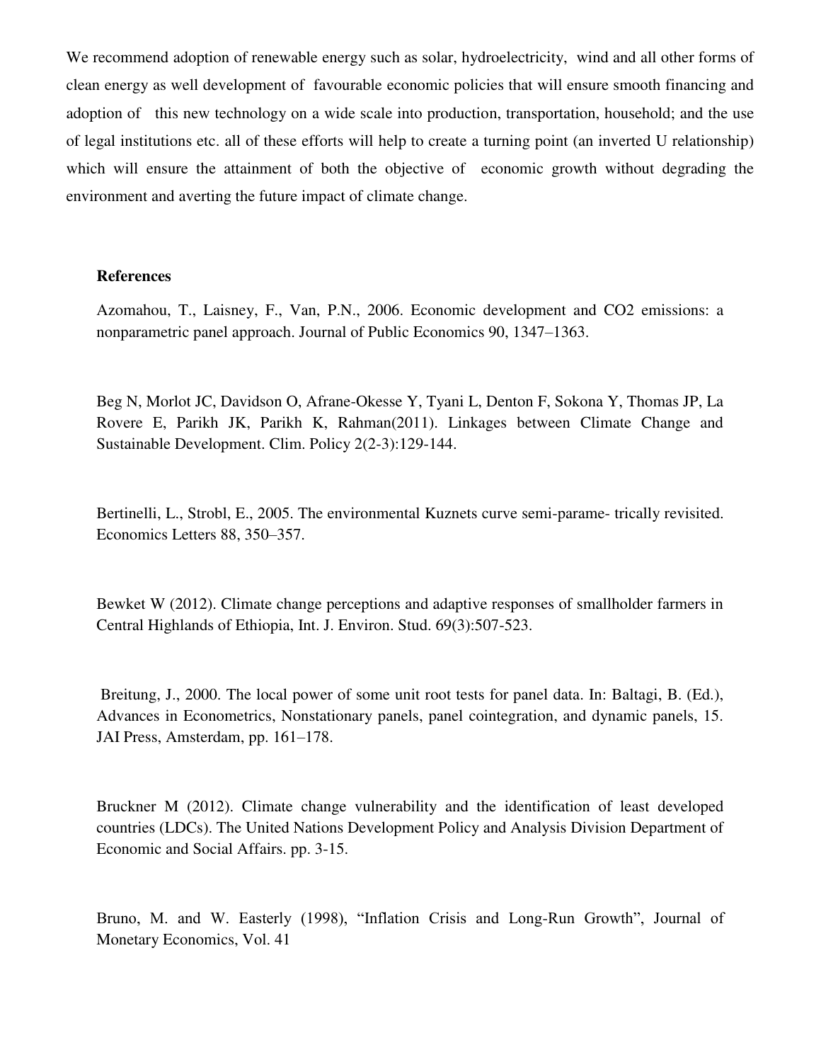We recommend adoption of renewable energy such as solar, hydroelectricity, wind and all other forms of clean energy as well development of favourable economic policies that will ensure smooth financing and adoption of this new technology on a wide scale into production, transportation, household; and the use of legal institutions etc. all of these efforts will help to create a turning point (an inverted U relationship) which will ensure the attainment of both the objective of economic growth without degrading the environment and averting the future impact of climate change.

**References**

Azomahou, T., Laisney, F., Van, P.N., 2006. Economic development and CO2 emissions: a nonparametric panel approach. Journal of Public Economics 90, 1347–1363.

Beg N, Morlot JC, Davidson O, Afrane-Okesse Y, Tyani L, Denton F, Sokona Y, Thomas JP, La Rovere E, Parikh JK, Parikh K, Rahman(2011). Linkages between Climate Change and Sustainable Development. Clim. Policy 2(2-3):129-144.

Bertinelli, L., Strobl, E., 2005. The environmental Kuznets curve semi-parame- trically revisited. Economics Letters 88, 350–357.

Bewket W (2012). Climate change perceptions and adaptive responses of smallholder farmers in Central Highlands of Ethiopia, Int. J. Environ. Stud. 69(3):507-523.

Breitung, J., 2000. The local power of some unit root tests for panel data. In: Baltagi, B. (Ed.), Advances in Econometrics, Nonstationary panels, panel cointegration, and dynamic panels, 15. JAI Press, Amsterdam, pp. 161–178.

Bruckner M (2012). Climate change vulnerability and the identification of least developed countries (LDCs). The United Nations Development Policy and Analysis Division Department of Economic and Social Affairs. pp. 3-15.

Bruno, M. and W. Easterly (1998), "Inflation Crisis and Long-Run Growth", Journal of Monetary Economics, Vol. 41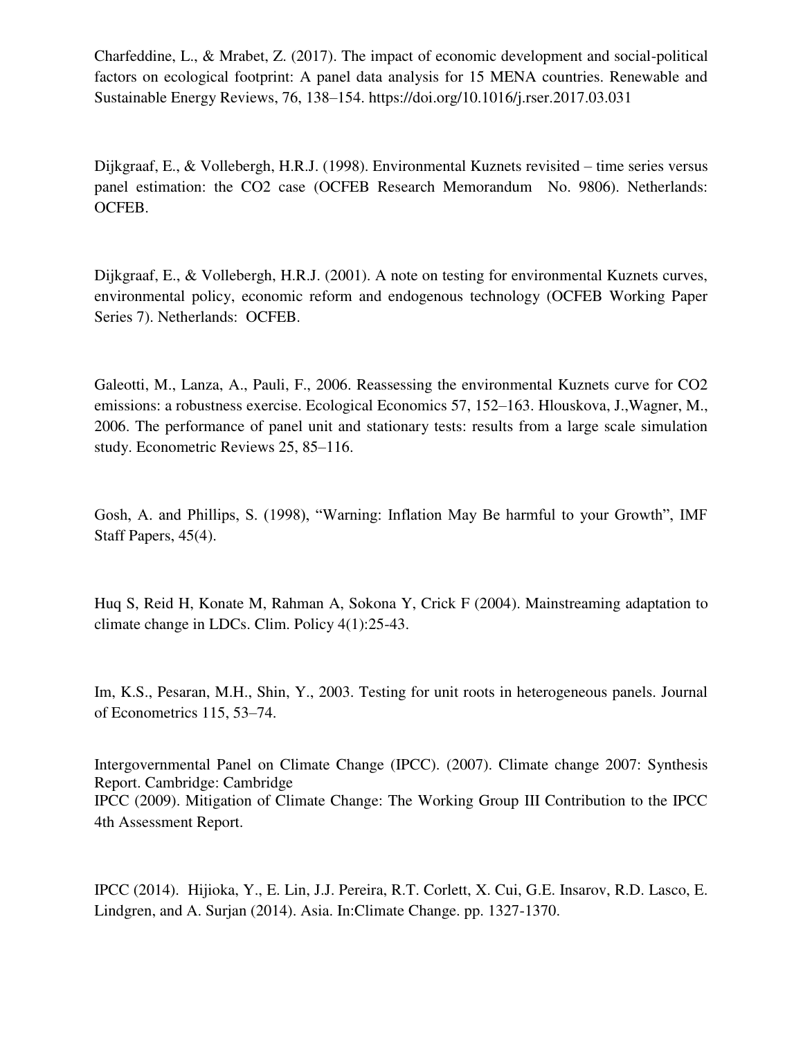Charfeddine, L., & Mrabet, Z. (2017). The impact of economic development and social-political factors on ecological footprint: A panel data analysis for 15 MENA countries. Renewable and Sustainable Energy Reviews, 76, 138–154. https://doi.org/10.1016/j.rser.2017.03.031

Dijkgraaf, E., & Vollebergh, H.R.J. (1998). Environmental Kuznets revisited – time series versus panel estimation: the CO2 case (OCFEB Research Memorandum No. 9806). Netherlands: OCFEB.

Dijkgraaf, E., & Vollebergh, H.R.J. (2001). A note on testing for environmental Kuznets curves, environmental policy, economic reform and endogenous technology (OCFEB Working Paper Series 7). Netherlands: OCFEB.

Galeotti, M., Lanza, A., Pauli, F., 2006. Reassessing the environmental Kuznets curve for CO2 emissions: a robustness exercise. Ecological Economics 57, 152–163. Hlouskova, J.,Wagner, M., 2006. The performance of panel unit and stationary tests: results from a large scale simulation study. Econometric Reviews 25, 85–116.

Gosh, A. and Phillips, S. (1998), "Warning: Inflation May Be harmful to your Growth", IMF Staff Papers, 45(4).

Huq S, Reid H, Konate M, Rahman A, Sokona Y, Crick F (2004). Mainstreaming adaptation to climate change in LDCs. Clim. Policy 4(1):25-43.

Im, K.S., Pesaran, M.H., Shin, Y., 2003. Testing for unit roots in heterogeneous panels. Journal of Econometrics 115, 53–74.

Intergovernmental Panel on Climate Change (IPCC). (2007). Climate change 2007: Synthesis Report. Cambridge: Cambridge
IPCC (2009). Mitigation of Climate Change: The Working Group III Contribution to the IPCC 4th Assessment Report.

IPCC (2014). Hijioka, Y., E. Lin, J.J. Pereira, R.T. Corlett, X. Cui, G.E. Insarov, R.D. Lasco, E. Lindgren, and A. Surjan (2014). Asia. In:Climate Change. pp. 1327-1370.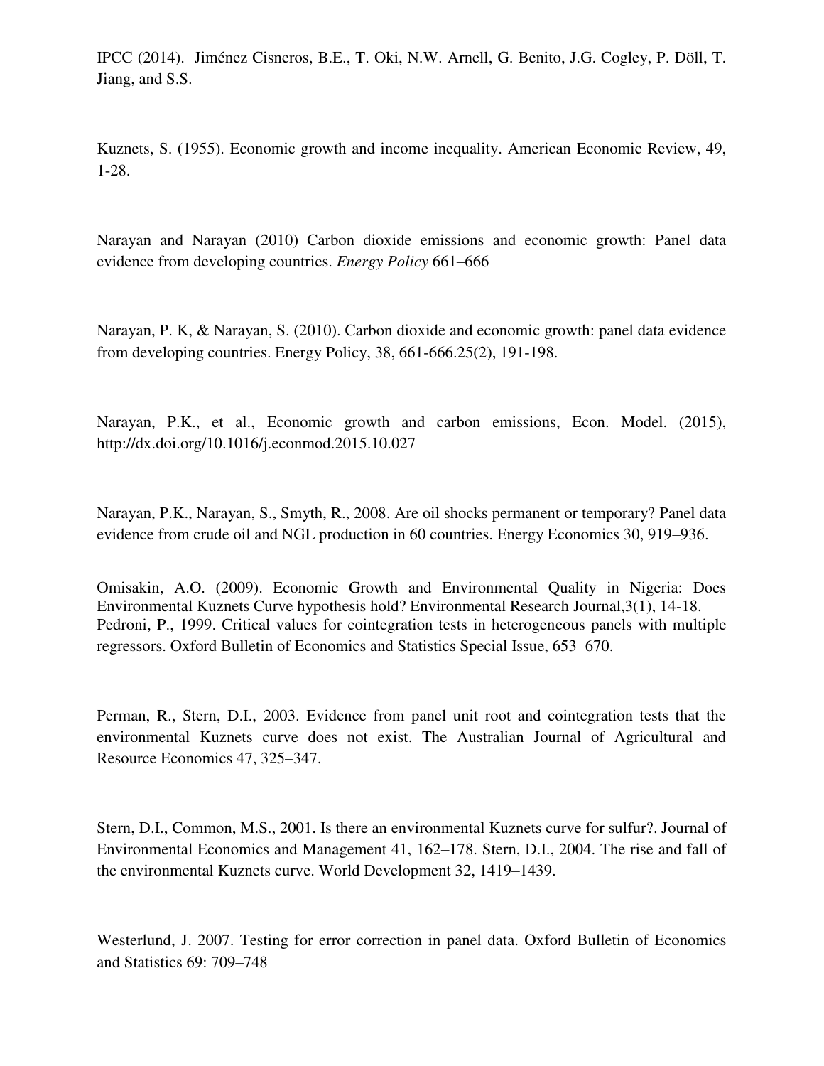IPCC (2014). Jiménez Cisneros, B.E., T. Oki, N.W. Arnell, G. Benito, J.G. Cogley, P. Döll, T. Jiang, and S.S.

Kuznets, S. (1955). Economic growth and income inequality. American Economic Review, 49, 1-28.

Narayan and Narayan (2010) Carbon dioxide emissions and economic growth: Panel data evidence from developing countries. *Energy Policy* 661–666

Narayan, P. K, & Narayan, S. (2010). Carbon dioxide and economic growth: panel data evidence from developing countries. Energy Policy, 38, 661-666.25(2), 191-198.

Narayan, P.K., et al., Economic growth and carbon emissions, Econ. Model. (2015), http://dx.doi.org/10.1016/j.econmod.2015.10.027

Narayan, P.K., Narayan, S., Smyth, R., 2008. Are oil shocks permanent or temporary? Panel data evidence from crude oil and NGL production in 60 countries. Energy Economics 30, 919–936.

Omisakin, A.O. (2009). Economic Growth and Environmental Quality in Nigeria: Does Environmental Kuznets Curve hypothesis hold? Environmental Research Journal,3(1), 14-18.

Pedroni, P., 1999. Critical values for cointegration tests in heterogeneous panels with multiple regressors. Oxford Bulletin of Economics and Statistics Special Issue, 653–670.

Perman, R., Stern, D.I., 2003. Evidence from panel unit root and cointegration tests that the environmental Kuznets curve does not exist. The Australian Journal of Agricultural and Resource Economics 47, 325–347.

Stern, D.I., Common, M.S., 2001. Is there an environmental Kuznets curve for sulfur?. Journal of Environmental Economics and Management 41, 162–178. Stern, D.I., 2004. The rise and fall of the environmental Kuznets curve. World Development 32, 1419–1439.

Westerlund, J. 2007. Testing for error correction in panel data. Oxford Bulletin of Economics and Statistics 69: 709–748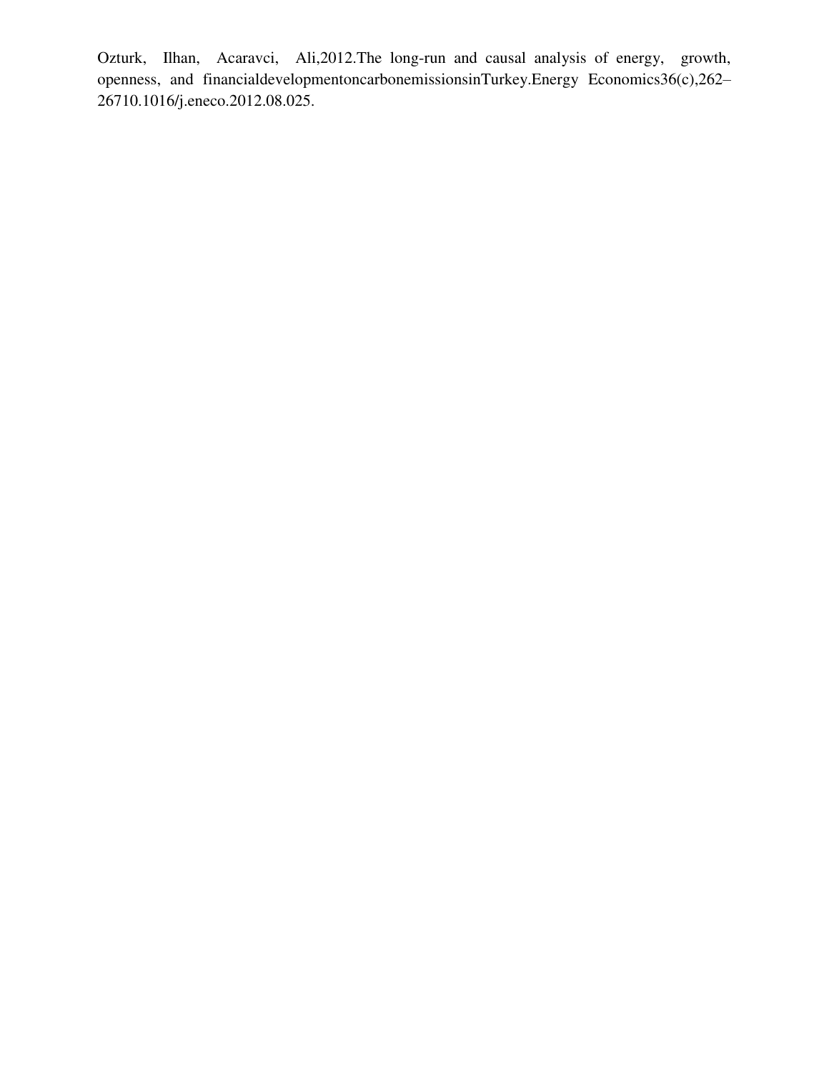Ozturk, Ilhan, Acaravci, Ali,2012.The long-run and causal analysis of energy, growth, openness, and financialdevelopmentoncarbonemissionsinTurkey.Energy Economics36(c),262–26710.1016/j.eneco.2012.08.025.